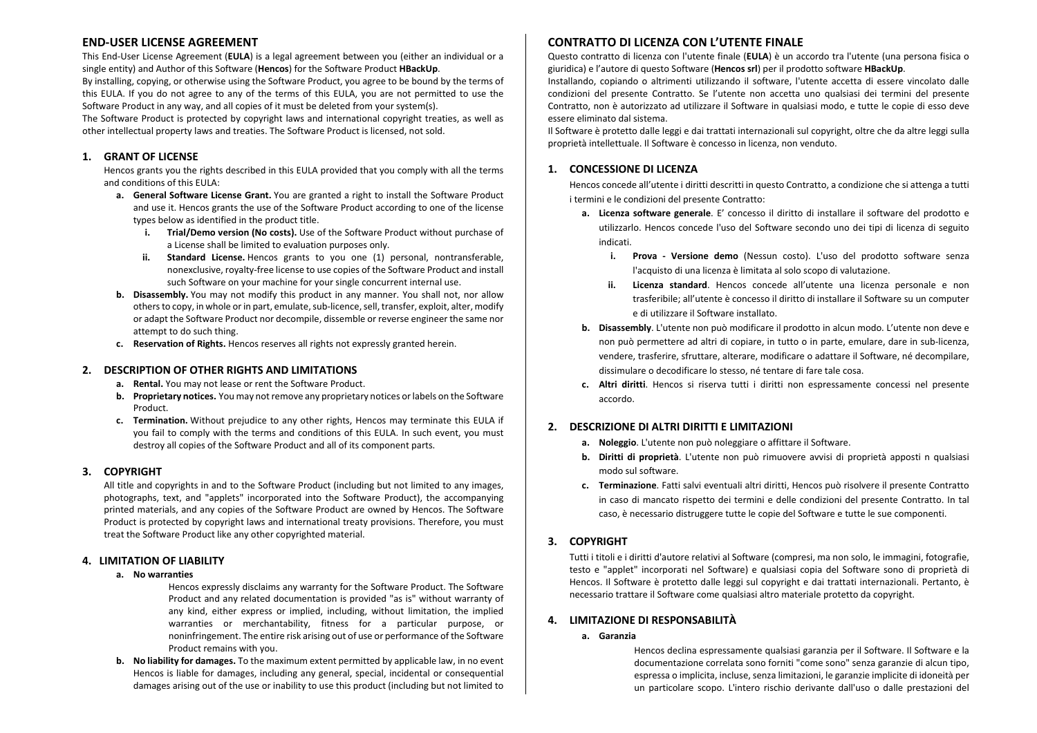## END-USER LICENSE AGREEMENT

This End-User License Agreement (**EULA**) is a legal agreement between you (either an individual or a single entity) and Author of this Software (**Hencos**) for the Software Product **HBackUp**.

By installing, copying, or otherwise using the Software Product, you agree to be bound by the terms of this EULA. If you do not agree to any of the terms of this EULA, you are not permitted to use the Software Product in any way, and all copies of it must be deleted from your system(s).

The Software Product is protected by copyright laws and international copyright treaties, as well as other intellectual property laws and treaties. The Software Product is licensed, not sold.

### 1. GRANT OF LICENSE

Hencos grants you the rights described in this EULA provided that you comply with all the terms and conditions of this EULA:

- **a. General Software License Grant.** You are granted a right to install the Software Product and use it. Hencos grants the use of the Software Product according to one of the license types below as identified in the product title.
  - **i. Trial/Demo version (No costs).** Use of the Software Product without purchase of a License shall be limited to evaluation purposes only.
  - **ii. Standard License.** Hencos grants to you one (1) personal, nontransferable, nonexclusive, royalty-free license to use copies of the Software Product and install such Software on your machine for your single concurrent internal use.
- **b. Disassembly.** You may not modify this product in any manner. You shall not, nor allow others to copy, in whole or in part, emulate, sub-licence, sell, transfer, exploit, alter, modify or adapt the Software Product nor decompile, dissemble or reverse engineer the same nor attempt to do such thing.
- **c. Reservation of Rights.** Hencos reserves all rights not expressly granted herein.

### 2. DESCRIPTION OF OTHER RIGHTS AND LIMITATIONS

- **a. Rental.** You may not lease or rent the Software Product.
- **b. Proprietary notices.** You may not remove any proprietary notices or labels on the Software Product.
- **c. Termination.** Without prejudice to any other rights, Hencos may terminate this EULA if you fail to comply with the terms and conditions of this EULA. In such event, you must destroy all copies of the Software Product and all of its component parts.

### 3. COPYRIGHT

All title and copyrights in and to the Software Product (including but not limited to any images, photographs, text, and "applets" incorporated into the Software Product), the accompanying printed materials, and any copies of the Software Product are owned by Hencos. The Software Product is protected by copyright laws and international treaty provisions. Therefore, you must treat the Software Product like any other copyrighted material.

### 4. LIMITATION OF LIABILITY

- **a. No warranties**

  Hencos expressly disclaims any warranty for the Software Product. The Software Product and any related documentation is provided "as is" without warranty of any kind, either express or implied, including, without limitation, the implied warranties or merchantability, fitness for a particular purpose, or noninfringement. The entire risk arising out of use or performance of the Software Product remains with you.
- **b. No liability for damages.** To the maximum extent permitted by applicable law, in no event Hencos is liable for damages, including any general, special, incidental or consequential damages arising out of the use or inability to use this product (including but not limited to

## CONTRATTO DI LICENZA CON L'UTENTE FINALE

Questo contratto di licenza con l'utente finale (**EULA**) è un accordo tra l'utente (una persona fisica o giuridica) e l'autore di questo Software (**Hencos srl**) per il prodotto software **HBackUp**.

Installando, copiando o altrimenti utilizzando il software, l'utente accetta di essere vincolato dalle condizioni del presente Contratto. Se l'utente non accetta uno qualsiasi dei termini del presente Contratto, non è autorizzato ad utilizzare il Software in qualsiasi modo, e tutte le copie di esso deve essere eliminato dal sistema.

Il Software è protetto dalle leggi e dai trattati internazionali sul copyright, oltre che da altre leggi sulla proprietà intellettuale. Il Software è concesso in licenza, non venduto.

### 1. CONCESSIONE DI LICENZA

Hencos concede all'utente i diritti descritti in questo Contratto, a condizione che si attenga a tutti i termini e le condizioni del presente Contratto:

- **a. Licenza software generale**. E' concesso il diritto di installare il software del prodotto e utilizzarlo. Hencos concede l'uso del Software secondo uno dei tipi di licenza di seguito indicati.
  - **i. Prova - Versione demo** (Nessun costo). L'uso del prodotto software senza l'acquisto di una licenza è limitata al solo scopo di valutazione.
  - **ii. Licenza standard**. Hencos concede all'utente una licenza personale e non trasferibile; all'utente è concesso il diritto di installare il Software su un computer e di utilizzare il Software installato.
- **b. Disassembly**. L'utente non può modificare il prodotto in alcun modo. L'utente non deve e non può permettere ad altri di copiare, in tutto o in parte, emulare, dare in sub-licenza, vendere, trasferire, sfruttare, alterare, modificare o adattare il Software, né decompilare, dissimulare o decodificare lo stesso, né tentare di fare tale cosa.
- **c. Altri diritti**. Hencos si riserva tutti i diritti non espressamente concessi nel presente accordo.

### 2. DESCRIZIONE DI ALTRI DIRITTI E LIMITAZIONI

- **a. Noleggio**. L'utente non può noleggiare o affittare il Software.
- **b. Diritti di proprietà**. L'utente non può rimuovere avvisi di proprietà apposti n qualsiasi modo sul software.
- **c. Terminazione**. Fatti salvi eventuali altri diritti, Hencos può risolvere il presente Contratto in caso di mancato rispetto dei termini e delle condizioni del presente Contratto. In tal caso, è necessario distruggere tutte le copie del Software e tutte le sue componenti.

### 3. COPYRIGHT

Tutti i titoli e i diritti d'autore relativi al Software (compresi, ma non solo, le immagini, fotografie, testo e "applet" incorporati nel Software) e qualsiasi copia del Software sono di proprietà di Hencos. Il Software è protetto dalle leggi sul copyright e dai trattati internazionali. Pertanto, è necessario trattare il Software come qualsiasi altro materiale protetto da copyright.

### 4. LIMITAZIONE DI RESPONSABILITÀ

- **a. Garanzia**

  Hencos declina espressamente qualsiasi garanzia per il Software. Il Software e la documentazione correlata sono forniti "come sono" senza garanzie di alcun tipo, espressa o implicita, incluse, senza limitazioni, le garanzie implicite di idoneità per un particolare scopo. L'intero rischio derivante dall'uso o dalle prestazioni del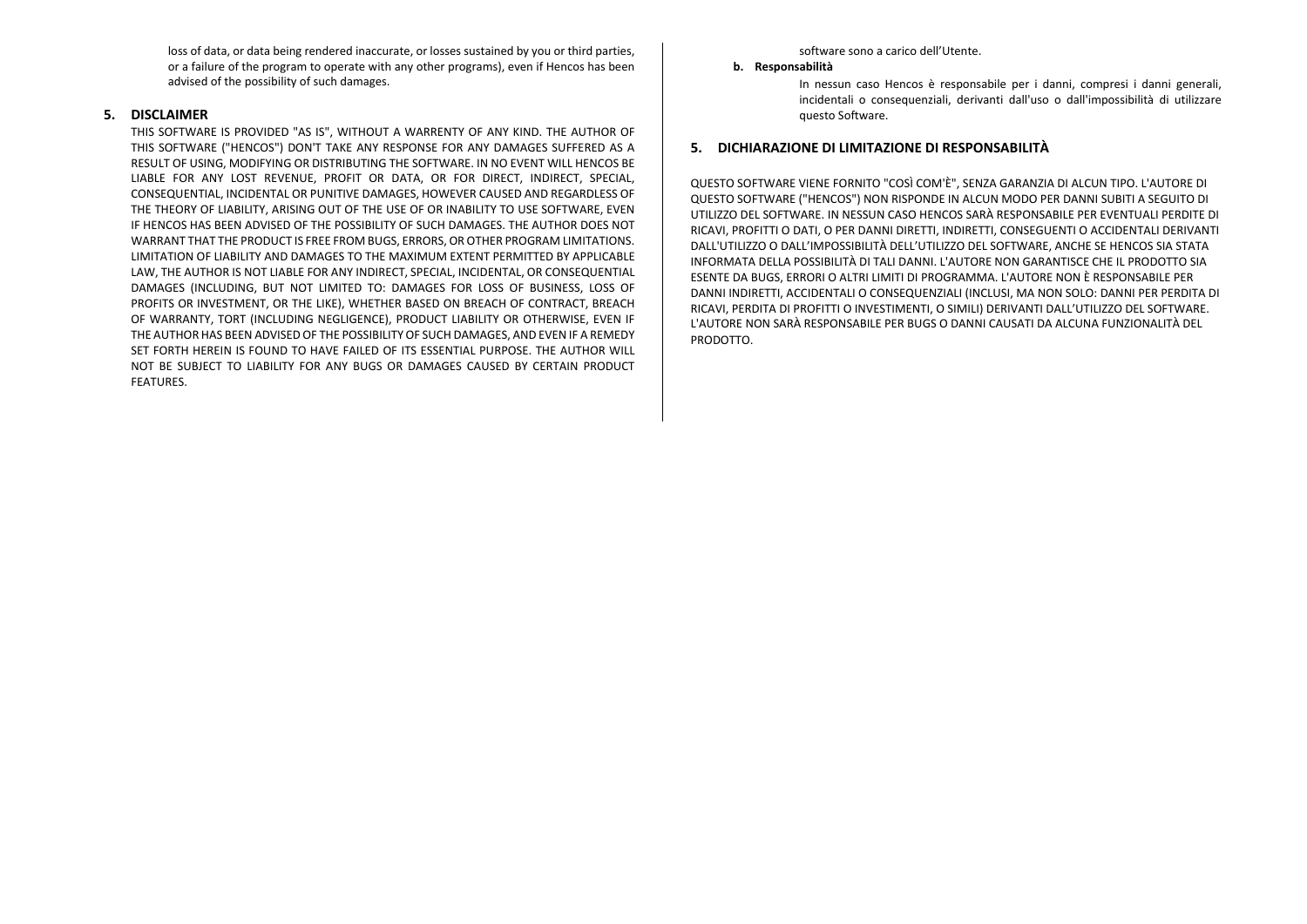loss of data, or data being rendered inaccurate, or losses sustained by you or third parties, or a failure of the program to operate with any other programs), even if Hencos has been advised of the possibility of such damages.

## 5. DISCLAIMER

THIS SOFTWARE IS PROVIDED "AS IS", WITHOUT A WARRENTY OF ANY KIND. THE AUTHOR OF THIS SOFTWARE ("HENCOS") DON'T TAKE ANY RESPONSE FOR ANY DAMAGES SUFFERED AS A RESULT OF USING, MODIFYING OR DISTRIBUTING THE SOFTWARE. IN NO EVENT WILL HENCOS BE LIABLE FOR ANY LOST REVENUE, PROFIT OR DATA, OR FOR DIRECT, INDIRECT, SPECIAL, CONSEQUENTIAL, INCIDENTAL OR PUNITIVE DAMAGES, HOWEVER CAUSED AND REGARDLESS OF THE THEORY OF LIABILITY, ARISING OUT OF THE USE OF OR INABILITY TO USE SOFTWARE, EVEN IF HENCOS HAS BEEN ADVISED OF THE POSSIBILITY OF SUCH DAMAGES. THE AUTHOR DOES NOT WARRANT THAT THE PRODUCT IS FREE FROM BUGS, ERRORS, OR OTHER PROGRAM LIMITATIONS. LIMITATION OF LIABILITY AND DAMAGES TO THE MAXIMUM EXTENT PERMITTED BY APPLICABLE LAW, THE AUTHOR IS NOT LIABLE FOR ANY INDIRECT, SPECIAL, INCIDENTAL, OR CONSEQUENTIAL DAMAGES (INCLUDING, BUT NOT LIMITED TO: DAMAGES FOR LOSS OF BUSINESS, LOSS OF PROFITS OR INVESTMENT, OR THE LIKE), WHETHER BASED ON BREACH OF CONTRACT, BREACH OF WARRANTY, TORT (INCLUDING NEGLIGENCE), PRODUCT LIABILITY OR OTHERWISE, EVEN IF THE AUTHOR HAS BEEN ADVISED OF THE POSSIBILITY OF SUCH DAMAGES, AND EVEN IF A REMEDY SET FORTH HEREIN IS FOUND TO HAVE FAILED OF ITS ESSENTIAL PURPOSE. THE AUTHOR WILL NOT BE SUBJECT TO LIABILITY FOR ANY BUGS OR DAMAGES CAUSED BY CERTAIN PRODUCT FEATURES.

software sono a carico dell'Utente.

**b. Responsabilità**

In nessun caso Hencos è responsabile per i danni, compresi i danni generali, incidentali o consequenziali, derivanti dall'uso o dall'impossibilità di utilizzare questo Software.

## 5. DICHIARAZIONE DI LIMITAZIONE DI RESPONSABILITÀ

QUESTO SOFTWARE VIENE FORNITO "COSÌ COM'È", SENZA GARANZIA DI ALCUN TIPO. L'AUTORE DI QUESTO SOFTWARE ("HENCOS") NON RISPONDE IN ALCUN MODO PER DANNI SUBITI A SEGUITO DI UTILIZZO DEL SOFTWARE. IN NESSUN CASO HENCOS SARÀ RESPONSABILE PER EVENTUALI PERDITE DI RICAVI, PROFITTI O DATI, O PER DANNI DIRETTI, INDIRETTI, CONSEGUENTI O ACCIDENTALI DERIVANTI DALL'UTILIZZO O DALL'IMPOSSIBILITÀ DELL'UTILIZZO DEL SOFTWARE, ANCHE SE HENCOS SIA STATA INFORMATA DELLA POSSIBILITÀ DI TALI DANNI. L'AUTORE NON GARANTISCE CHE IL PRODOTTO SIA ESENTE DA BUGS, ERRORI O ALTRI LIMITI DI PROGRAMMA. L'AUTORE NON È RESPONSABILE PER DANNI INDIRETTI, ACCIDENTALI O CONSEQUENZIALI (INCLUSI, MA NON SOLO: DANNI PER PERDITA DI RICAVI, PERDITA DI PROFITTI O INVESTIMENTI, O SIMILI) DERIVANTI DALL'UTILIZZO DEL SOFTWARE. L'AUTORE NON SARÀ RESPONSABILE PER BUGS O DANNI CAUSATI DA ALCUNA FUNZIONALITÀ DEL PRODOTTO.